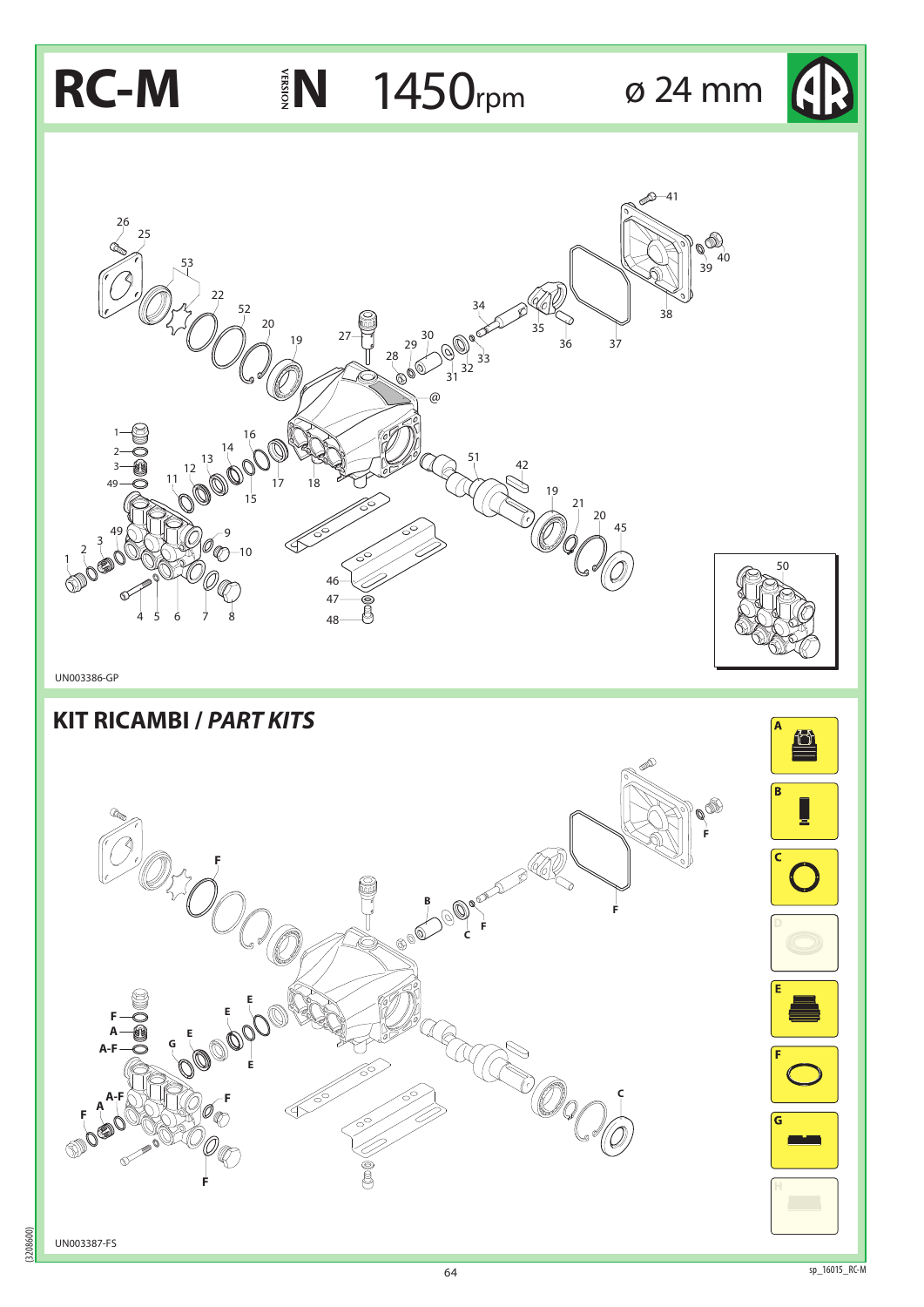# RC-M VERSION N 1450rpm ø 24 mm

UN003386-GP

## KIT RICAMBI / *PART KITS*

UN003387-FS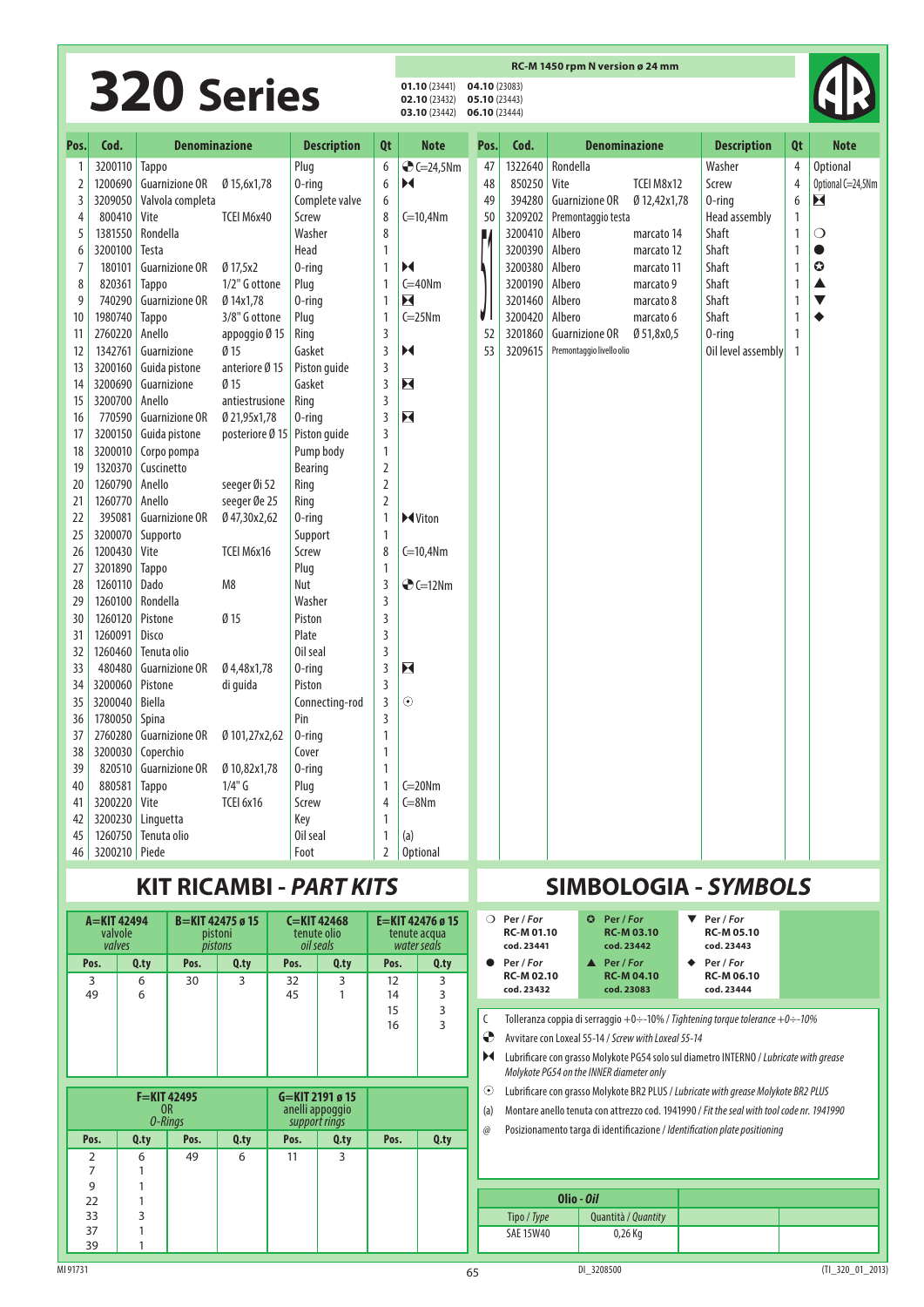# 320 Series

RC-M 1450 rpm N version ø 24 mm

**01.10** (23441) **04.10** (23083)
**02.10** (23432) **05.10** (23443)
**03.10** (23442) **06.10** (23444)

| Pos. | Cod. | Denominazione | | Description | Qt | Note |
|---|---|---|---|---|---|---|
| 1 | 3200110 | Tappo | | Plug | 6 | ◕ C=24,5Nm |
| 2 | 1200690 | Guarnizione OR | Ø 15,6x1,78 | O-ring | 6 | ⧓ |
| 3 | 3209050 | Valvola completa | | Complete valve | 6 | |
| 4 | 800410 | Vite | TCEI M6x40 | Screw | 8 | C=10,4Nm |
| 5 | 1381550 | Rondella | | Washer | 8 | |
| 6 | 3200100 | Testa | | Head | 1 | |
| 7 | 180101 | Guarnizione OR | Ø 17,5x2 | O-ring | 1 | ⧓ |
| 8 | 820361 | Tappo | 1/2" G ottone | Plug | 1 | C=40Nm |
| 9 | 740290 | Guarnizione OR | Ø 14x1,78 | O-ring | 1 | ⧓ |
| 10 | 1980740 | Tappo | 3/8" G ottone | Plug | 1 | C=25Nm |
| 11 | 2760220 | Anello | appoggio Ø 15 | Ring | 3 | |
| 12 | 1342761 | Guarnizione | Ø 15 | Gasket | 3 | ⧓ |
| 13 | 3200160 | Guida pistone | anteriore Ø 15 | Piston guide | 3 | |
| 14 | 3200690 | Guarnizione | Ø 15 | Gasket | 3 | ⧓ |
| 15 | 3200700 | Anello | antiestrusione | Ring | 3 | |
| 16 | 770590 | Guarnizione OR | Ø 21,95x1,78 | O-ring | 3 | ⧓ |
| 17 | 3200150 | Guida pistone | posteriore Ø 15 | Piston guide | 3 | |
| 18 | 3200010 | Corpo pompa | | Pump body | 1 | |
| 19 | 1320370 | Cuscinetto | | Bearing | 2 | |
| 20 | 1260790 | Anello | seeger Øi 52 | Ring | 2 | |
| 21 | 1260770 | Anello | seeger Øe 25 | Ring | 2 | |
| 22 | 395081 | Guarnizione OR | Ø 47,30x2,62 | O-ring | 1 | ⧓ Viton |
| 25 | 3200070 | Supporto | | Support | 1 | |
| 26 | 1200430 | Vite | TCEI M6x16 | Screw | 8 | C=10,4Nm |
| 27 | 3201890 | Tappo | | Plug | 1 | |
| 28 | 1260110 | Dado | M8 | Nut | 3 | ◕ C=12Nm |
| 29 | 1260100 | Rondella | | Washer | 3 | |
| 30 | 1260120 | Pistone | Ø 15 | Piston | 3 | |
| 31 | 1260091 | Disco | | Plate | 3 | |
| 32 | 1260460 | Tenuta olio | | Oil seal | 3 | |
| 33 | 480480 | Guarnizione OR | Ø 4,48x1,78 | O-ring | 3 | ⧓ |
| 34 | 3200060 | Pistone | di guida | Piston | 3 | |
| 35 | 3200040 | Biella | | Connecting-rod | 3 | ⊙ |
| 36 | 1780050 | Spina | | Pin | 3 | |
| 37 | 2760280 | Guarnizione OR | Ø 101,27x2,62 | O-ring | 1 | |
| 38 | 3200030 | Coperchio | | Cover | 1 | |
| 39 | 820510 | Guarnizione OR | Ø 10,82x1,78 | O-ring | 1 | |
| 40 | 880581 | Tappo | 1/4" G | Plug | 1 | C=20Nm |
| 41 | 3200220 | Vite | TCEI 6x16 | Screw | 4 | C=8Nm |
| 42 | 3200230 | Linguetta | | Key | 1 | |
| 45 | 1260750 | Tenuta olio | | Oil seal | 1 | (a) |
| 46 | 3200210 | Piede | | Foot | 2 | Optional |
| 47 | 1322640 | Rondella | | Washer | 4 | Optional |
| 48 | 850250 | Vite | TCEI M8x12 | Screw | 4 | Optional C=24,5Nm |
| 49 | 394280 | Guarnizione OR | Ø 12,42x1,78 | O-ring | 6 | ⧓ |
| 50 | 3209202 | Premontaggio testa | | Head assembly | 1 | |
| 51 | 3200410 | Albero | marcato 14 | Shaft | 1 | ❍ |
| 51 | 3200390 | Albero | marcato 12 | Shaft | 1 | ● |
| 51 | 3200380 | Albero | marcato 11 | Shaft | 1 | ✪ |
| 51 | 3200190 | Albero | marcato 9 | Shaft | 1 | ▲ |
| 51 | 3201460 | Albero | marcato 8 | Shaft | 1 | ▼ |
| 51 | 3200420 | Albero | marcato 6 | Shaft | 1 | ◆ |
| 52 | 3201860 | Guarnizione OR | Ø 51,8x0,5 | O-ring | 1 | |
| 53 | 3209615 | Premontaggio livello olio | | Oil level assembly | 1 | |

## KIT RICAMBI - *PART KITS*

| A=KIT 42494 valvole *valves* | | B=KIT 42475 ø 15 pistoni *pistons* | | C=KIT 42468 tenute olio *oil seals* | | E=KIT 42476 ø 15 tenute acqua *water seals* | |
|---|---|---|---|---|---|---|---|
| Pos. | Q.ty | Pos. | Q.ty | Pos. | Q.ty | Pos. | Q.ty |
| 3 | 6 | 30 | 3 | 32 | 3 | 12 | 3 |
| 49 | 6 | | | 45 | 1 | 14 | 3 |
| | | | | | | 15 | 3 |
| | | | | | | 16 | 3 |

| F=KIT 42495 OR *O-Rings* | | | | G=KIT 2191 ø 15 anelli appoggio *support rings* | | | |
|---|---|---|---|---|---|---|---|
| Pos. | Q.ty | Pos. | Q.ty | Pos. | Q.ty | Pos. | Q.ty |
| 2 | 6 | 49 | 6 | 11 | 3 | | |
| 7 | 1 | | | | | | |
| 9 | 1 | | | | | | |
| 22 | 1 | | | | | | |
| 33 | 3 | | | | | | |
| 37 | 1 | | | | | | |
| 39 | 1 | | | | | | |

## SIMBOLOGIA - *SYMBOLS*

| | | |
|---|---|---|
| ❍ Per / *For* **RC-M 01.10** cod. 23441 | ✪ Per / *For* **RC-M 03.10** cod. 23442 | ▼ Per / *For* **RC-M 05.10** cod. 23443 |
| ● Per / *For* **RC-M 02.10** cod. 23432 | ▲ Per / *For* **RC-M 04.10** cod. 23083 | ◆ Per / *For* **RC-M 06.10** cod. 23444 |

- C — Tolleranza coppia di serraggio +0÷-10% / *Tightening torque tolerance +0÷-10%*
- ◕ — Avvitare con Loxeal 55-14 / *Screw with Loxeal 55-14*
- ⧓ — Lubrificare con grasso Molykote PG54 solo sul diametro INTERNO / *Lubricate with grease Molykote PG54 on the INNER diameter only*
- ⊙ — Lubrificare con grasso Molykote BR2 PLUS / *Lubricate with grease Molykote BR2 PLUS*
- (a) — Montare anello tenuta con attrezzo cod. 1941990 / *Fit the seal with tool code nr. 1941990*
- @ — Posizionamento targa di identificazione / *Identification plate positioning*

| Olio - *Oil* | | |
|---|---|---|
| Tipo / *Type* | Quantità / *Quantity* | |
| SAE 15W40 | 0,26 Kg | |

MI 91731 DI_3208500 (TI_320_01_2013)